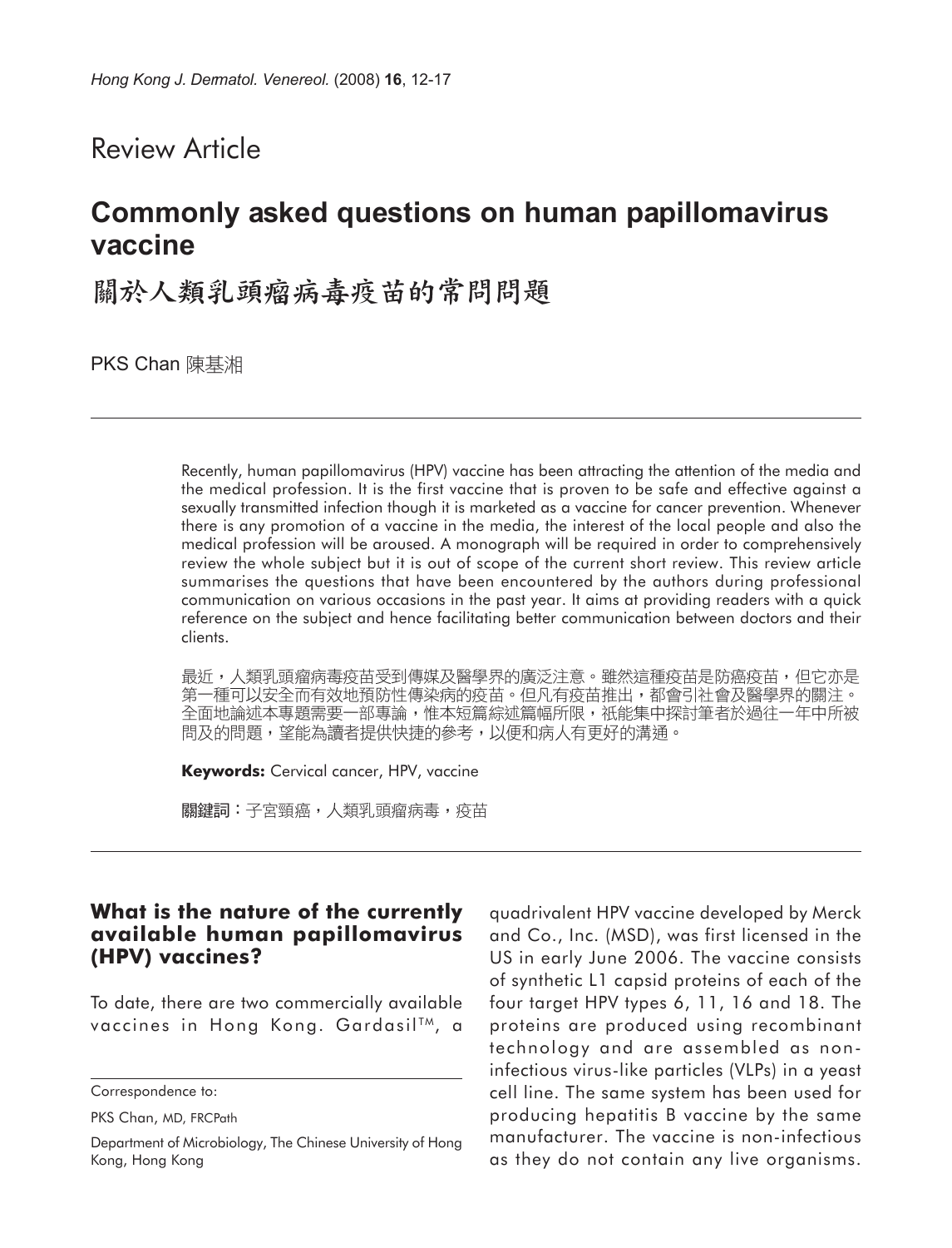Review Article

# Commonly asked questions on human papillomavirus vaccine

# 關於人類乳頭瘤病毒疫苗的常問問題

PKS Chan 陳基湘

Recently, human papillomavirus (HPV) vaccine has been attracting the attention of the media and the medical profession. It is the first vaccine that is proven to be safe and effective against a sexually transmitted infection though it is marketed as a vaccine for cancer prevention. Whenever there is any promotion of a vaccine in the media, the interest of the local people and also the medical profession will be aroused. A monograph will be required in order to comprehensively review the whole subject but it is out of scope of the current short review. This review article summarises the questions that have been encountered by the authors during professional communication on various occasions in the past year. It aims at providing readers with a quick reference on the subject and hence facilitating better communication between doctors and their clients.

最近，人類乳頭瘤病毒疫苗受到傳媒及醫學界的廣泛注意。雖然這種疫苗是防癌疫苗，但它亦是第一種可以安全而有效地預防性傳染病的疫苗。但凡有疫苗推出，都會引社會及醫學界的關注。全面地論述本專題需要一部專論，惟本短篇綜述篇幅所限，祇能集中探討筆者於過往一年中所被問及的問題，望能為讀者提供快捷的參考，以便和病人有更好的溝通。

**Keywords:** Cervical cancer, HPV, vaccine

**關鍵詞**：子宮頸癌，人類乳頭瘤病毒，疫苗

Correspondence to:

PKS Chan, MD, FRCPath

Department of Microbiology, The Chinese University of Hong Kong, Hong Kong

## What is the nature of the currently available human papillomavirus (HPV) vaccines?

To date, there are two commercially available vaccines in Hong Kong. Gardasil™, a quadrivalent HPV vaccine developed by Merck and Co., Inc. (MSD), was first licensed in the US in early June 2006. The vaccine consists of synthetic L1 capsid proteins of each of the four target HPV types 6, 11, 16 and 18. The proteins are produced using recombinant technology and are assembled as non-infectious virus-like particles (VLPs) in a yeast cell line. The same system has been used for producing hepatitis B vaccine by the same manufacturer. The vaccine is non-infectious as they do not contain any live organisms.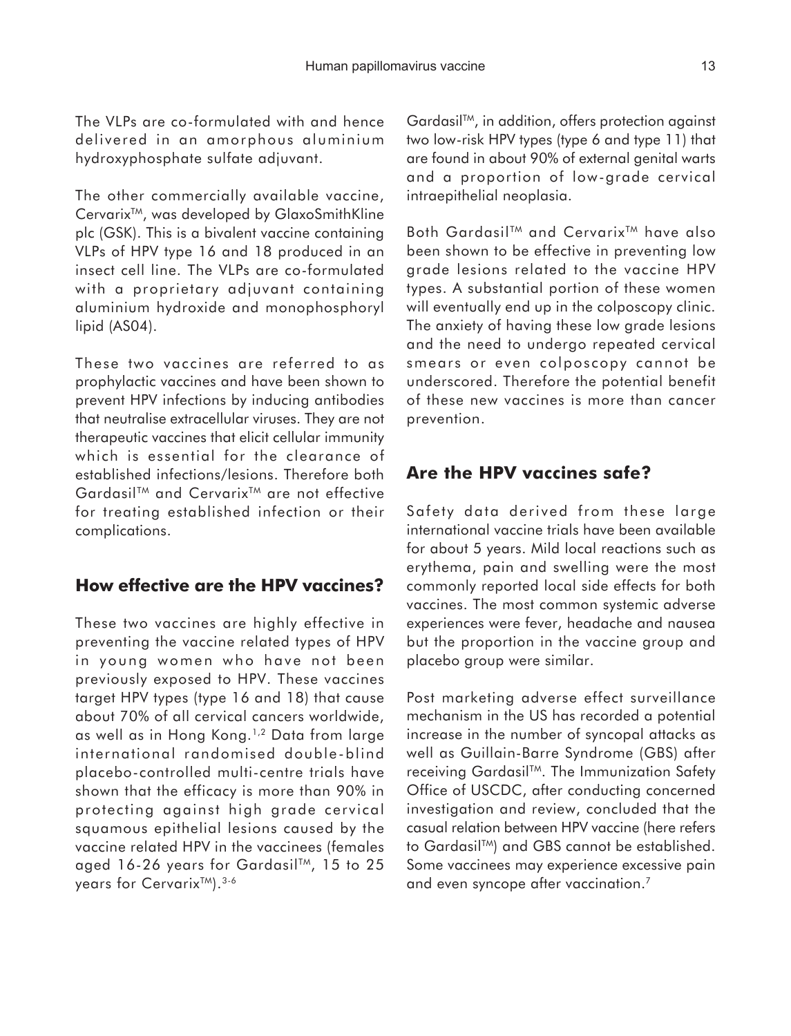The VLPs are co-formulated with and hence delivered in an amorphous aluminium hydroxyphosphate sulfate adjuvant.

The other commercially available vaccine, Cervarix™, was developed by GlaxoSmithKline plc (GSK). This is a bivalent vaccine containing VLPs of HPV type 16 and 18 produced in an insect cell line. The VLPs are co-formulated with a proprietary adjuvant containing aluminium hydroxide and monophosphoryl lipid (AS04).

These two vaccines are referred to as prophylactic vaccines and have been shown to prevent HPV infections by inducing antibodies that neutralise extracellular viruses. They are not therapeutic vaccines that elicit cellular immunity which is essential for the clearance of established infections/lesions. Therefore both Gardasil™ and Cervarix™ are not effective for treating established infection or their complications.

## How effective are the HPV vaccines?

These two vaccines are highly effective in preventing the vaccine related types of HPV in young women who have not been previously exposed to HPV. These vaccines target HPV types (type 16 and 18) that cause about 70% of all cervical cancers worldwide, as well as in Hong Kong.[1,2] Data from large international randomised double-blind placebo-controlled multi-centre trials have shown that the efficacy is more than 90% in protecting against high grade cervical squamous epithelial lesions caused by the vaccine related HPV in the vaccinees (females aged 16-26 years for Gardasil™, 15 to 25 years for Cervarix™).[3-6]

Gardasil™, in addition, offers protection against two low-risk HPV types (type 6 and type 11) that are found in about 90% of external genital warts and a proportion of low-grade cervical intraepithelial neoplasia.

Both Gardasil™ and Cervarix™ have also been shown to be effective in preventing low grade lesions related to the vaccine HPV types. A substantial portion of these women will eventually end up in the colposcopy clinic. The anxiety of having these low grade lesions and the need to undergo repeated cervical smears or even colposcopy cannot be underscored. Therefore the potential benefit of these new vaccines is more than cancer prevention.

## Are the HPV vaccines safe?

Safety data derived from these large international vaccine trials have been available for about 5 years. Mild local reactions such as erythema, pain and swelling were the most commonly reported local side effects for both vaccines. The most common systemic adverse experiences were fever, headache and nausea but the proportion in the vaccine group and placebo group were similar.

Post marketing adverse effect surveillance mechanism in the US has recorded a potential increase in the number of syncopal attacks as well as Guillain-Barre Syndrome (GBS) after receiving Gardasil™. The Immunization Safety Office of USCDC, after conducting concerned investigation and review, concluded that the casual relation between HPV vaccine (here refers to Gardasil™) and GBS cannot be established. Some vaccinees may experience excessive pain and even syncope after vaccination.[7]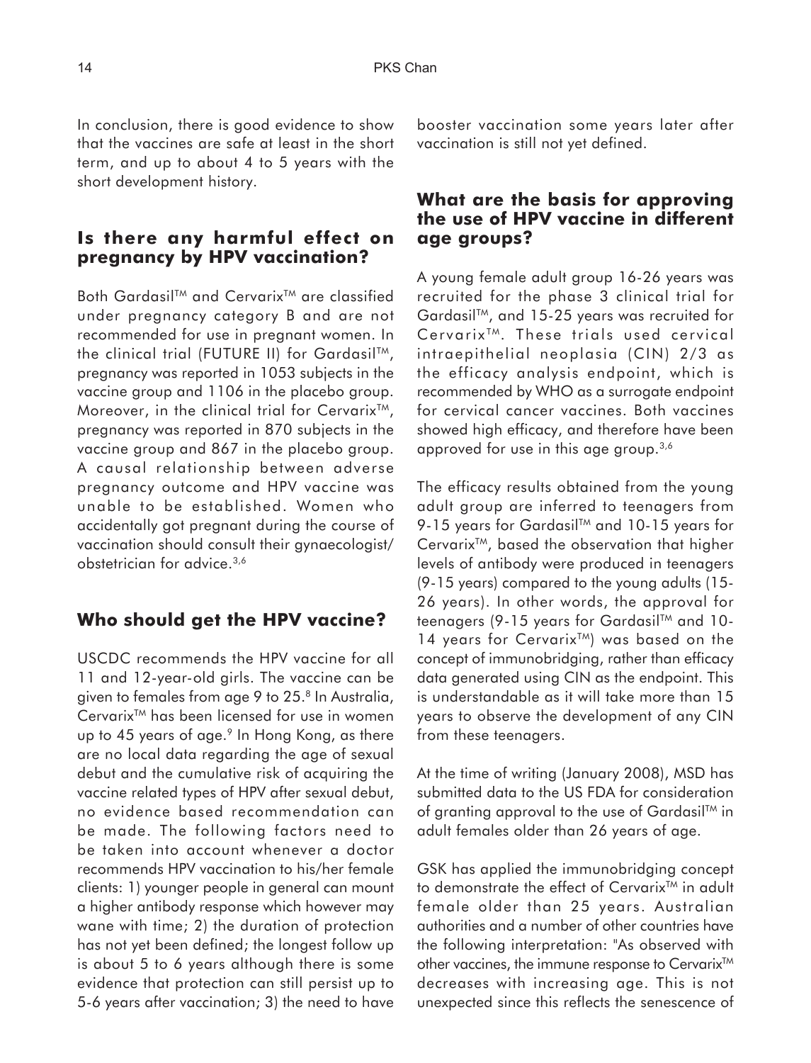In conclusion, there is good evidence to show that the vaccines are safe at least in the short term, and up to about 4 to 5 years with the short development history.

## Is there any harmful effect on pregnancy by HPV vaccination?

Both Gardasil™ and Cervarix™ are classified under pregnancy category B and are not recommended for use in pregnant women. In the clinical trial (FUTURE II) for Gardasil™, pregnancy was reported in 1053 subjects in the vaccine group and 1106 in the placebo group. Moreover, in the clinical trial for Cervarix™, pregnancy was reported in 870 subjects in the vaccine group and 867 in the placebo group. A causal relationship between adverse pregnancy outcome and HPV vaccine was unable to be established. Women who accidentally got pregnant during the course of vaccination should consult their gynaecologist/ obstetrician for advice.[3,6]

## Who should get the HPV vaccine?

USCDC recommends the HPV vaccine for all 11 and 12-year-old girls. The vaccine can be given to females from age 9 to 25.[8] In Australia, Cervarix™ has been licensed for use in women up to 45 years of age.[9] In Hong Kong, as there are no local data regarding the age of sexual debut and the cumulative risk of acquiring the vaccine related types of HPV after sexual debut, no evidence based recommendation can be made. The following factors need to be taken into account whenever a doctor recommends HPV vaccination to his/her female clients: 1) younger people in general can mount a higher antibody response which however may wane with time; 2) the duration of protection has not yet been defined; the longest follow up is about 5 to 6 years although there is some evidence that protection can still persist up to 5-6 years after vaccination; 3) the need to have booster vaccination some years later after vaccination is still not yet defined.

## What are the basis for approving the use of HPV vaccine in different age groups?

A young female adult group 16-26 years was recruited for the phase 3 clinical trial for Gardasil™, and 15-25 years was recruited for Cervarix™. These trials used cervical intraepithelial neoplasia (CIN) 2/3 as the efficacy analysis endpoint, which is recommended by WHO as a surrogate endpoint for cervical cancer vaccines. Both vaccines showed high efficacy, and therefore have been approved for use in this age group.[3,6]

The efficacy results obtained from the young adult group are inferred to teenagers from 9-15 years for Gardasil™ and 10-15 years for Cervarix™, based the observation that higher levels of antibody were produced in teenagers (9-15 years) compared to the young adults (15-26 years). In other words, the approval for teenagers (9-15 years for Gardasil™ and 10-14 years for Cervarix™) was based on the concept of immunobridging, rather than efficacy data generated using CIN as the endpoint. This is understandable as it will take more than 15 years to observe the development of any CIN from these teenagers.

At the time of writing (January 2008), MSD has submitted data to the US FDA for consideration of granting approval to the use of Gardasil™ in adult females older than 26 years of age.

GSK has applied the immunobridging concept to demonstrate the effect of Cervarix™ in adult female older than 25 years. Australian authorities and a number of other countries have the following interpretation: "As observed with other vaccines, the immune response to Cervarix™ decreases with increasing age. This is not unexpected since this reflects the senescence of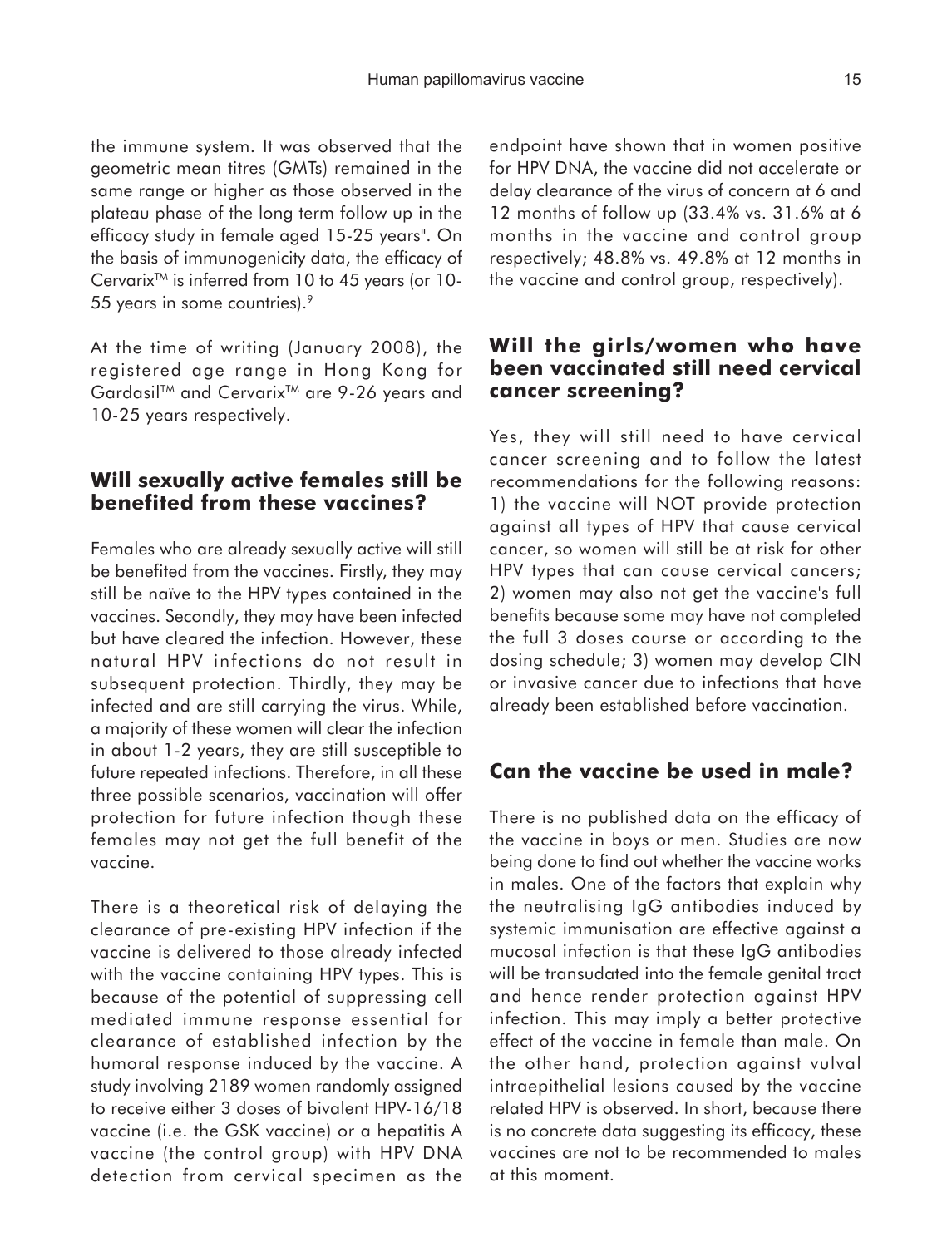the immune system. It was observed that the geometric mean titres (GMTs) remained in the same range or higher as those observed in the plateau phase of the long term follow up in the efficacy study in female aged 15-25 years". On the basis of immunogenicity data, the efficacy of Cervarix™ is inferred from 10 to 45 years (or 10-55 years in some countries).[9]

At the time of writing (January 2008), the registered age range in Hong Kong for Gardasil™ and Cervarix™ are 9-26 years and 10-25 years respectively.

## Will sexually active females still be benefited from these vaccines?

Females who are already sexually active will still be benefited from the vaccines. Firstly, they may still be naïve to the HPV types contained in the vaccines. Secondly, they may have been infected but have cleared the infection. However, these natural HPV infections do not result in subsequent protection. Thirdly, they may be infected and are still carrying the virus. While, a majority of these women will clear the infection in about 1-2 years, they are still susceptible to future repeated infections. Therefore, in all these three possible scenarios, vaccination will offer protection for future infection though these females may not get the full benefit of the vaccine.

There is a theoretical risk of delaying the clearance of pre-existing HPV infection if the vaccine is delivered to those already infected with the vaccine containing HPV types. This is because of the potential of suppressing cell mediated immune response essential for clearance of established infection by the humoral response induced by the vaccine. A study involving 2189 women randomly assigned to receive either 3 doses of bivalent HPV-16/18 vaccine (i.e. the GSK vaccine) or a hepatitis A vaccine (the control group) with HPV DNA detection from cervical specimen as the endpoint have shown that in women positive for HPV DNA, the vaccine did not accelerate or delay clearance of the virus of concern at 6 and 12 months of follow up (33.4% vs. 31.6% at 6 months in the vaccine and control group respectively; 48.8% vs. 49.8% at 12 months in the vaccine and control group, respectively).

## Will the girls/women who have been vaccinated still need cervical cancer screening?

Yes, they will still need to have cervical cancer screening and to follow the latest recommendations for the following reasons: 1) the vaccine will NOT provide protection against all types of HPV that cause cervical cancer, so women will still be at risk for other HPV types that can cause cervical cancers; 2) women may also not get the vaccine's full benefits because some may have not completed the full 3 doses course or according to the dosing schedule; 3) women may develop CIN or invasive cancer due to infections that have already been established before vaccination.

## Can the vaccine be used in male?

There is no published data on the efficacy of the vaccine in boys or men. Studies are now being done to find out whether the vaccine works in males. One of the factors that explain why the neutralising IgG antibodies induced by systemic immunisation are effective against a mucosal infection is that these IgG antibodies will be transudated into the female genital tract and hence render protection against HPV infection. This may imply a better protective effect of the vaccine in female than male. On the other hand, protection against vulval intraepithelial lesions caused by the vaccine related HPV is observed. In short, because there is no concrete data suggesting its efficacy, these vaccines are not to be recommended to males at this moment.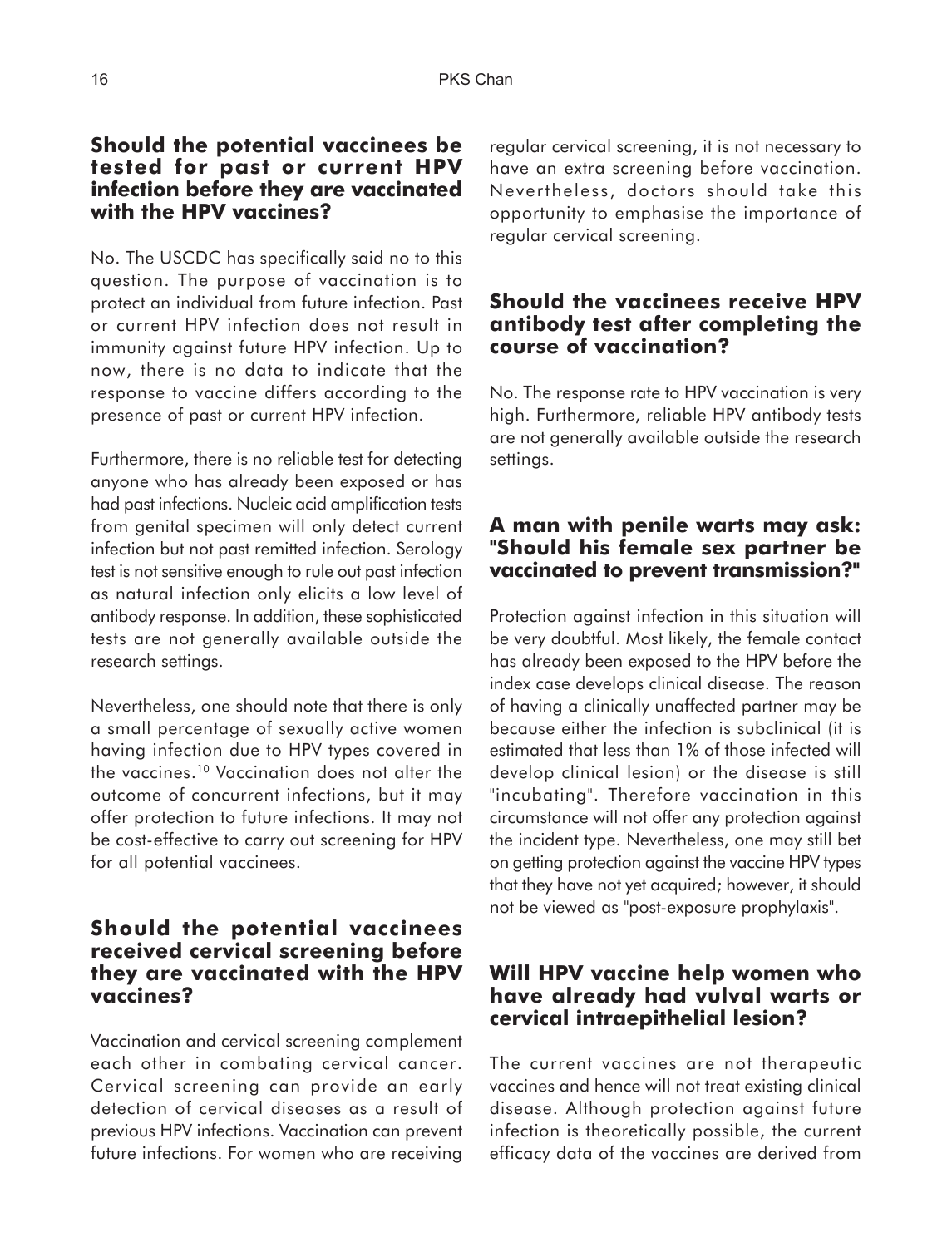## Should the potential vaccinees be tested for past or current HPV infection before they are vaccinated with the HPV vaccines?

No. The USCDC has specifically said no to this question. The purpose of vaccination is to protect an individual from future infection. Past or current HPV infection does not result in immunity against future HPV infection. Up to now, there is no data to indicate that the response to vaccine differs according to the presence of past or current HPV infection.

Furthermore, there is no reliable test for detecting anyone who has already been exposed or has had past infections. Nucleic acid amplification tests from genital specimen will only detect current infection but not past remitted infection. Serology test is not sensitive enough to rule out past infection as natural infection only elicits a low level of antibody response. In addition, these sophisticated tests are not generally available outside the research settings.

Nevertheless, one should note that there is only a small percentage of sexually active women having infection due to HPV types covered in the vaccines.[10] Vaccination does not alter the outcome of concurrent infections, but it may offer protection to future infections. It may not be cost-effective to carry out screening for HPV for all potential vaccinees.

## Should the potential vaccinees received cervical screening before they are vaccinated with the HPV vaccines?

Vaccination and cervical screening complement each other in combating cervical cancer. Cervical screening can provide an early detection of cervical diseases as a result of previous HPV infections. Vaccination can prevent future infections. For women who are receiving regular cervical screening, it is not necessary to have an extra screening before vaccination. Nevertheless, doctors should take this opportunity to emphasise the importance of regular cervical screening.

## Should the vaccinees receive HPV antibody test after completing the course of vaccination?

No. The response rate to HPV vaccination is very high. Furthermore, reliable HPV antibody tests are not generally available outside the research settings.

## A man with penile warts may ask: "Should his female sex partner be vaccinated to prevent transmission?"

Protection against infection in this situation will be very doubtful. Most likely, the female contact has already been exposed to the HPV before the index case develops clinical disease. The reason of having a clinically unaffected partner may be because either the infection is subclinical (it is estimated that less than 1% of those infected will develop clinical lesion) or the disease is still "incubating". Therefore vaccination in this circumstance will not offer any protection against the incident type. Nevertheless, one may still bet on getting protection against the vaccine HPV types that they have not yet acquired; however, it should not be viewed as "post-exposure prophylaxis".

## Will HPV vaccine help women who have already had vulval warts or cervical intraepithelial lesion?

The current vaccines are not therapeutic vaccines and hence will not treat existing clinical disease. Although protection against future infection is theoretically possible, the current efficacy data of the vaccines are derived from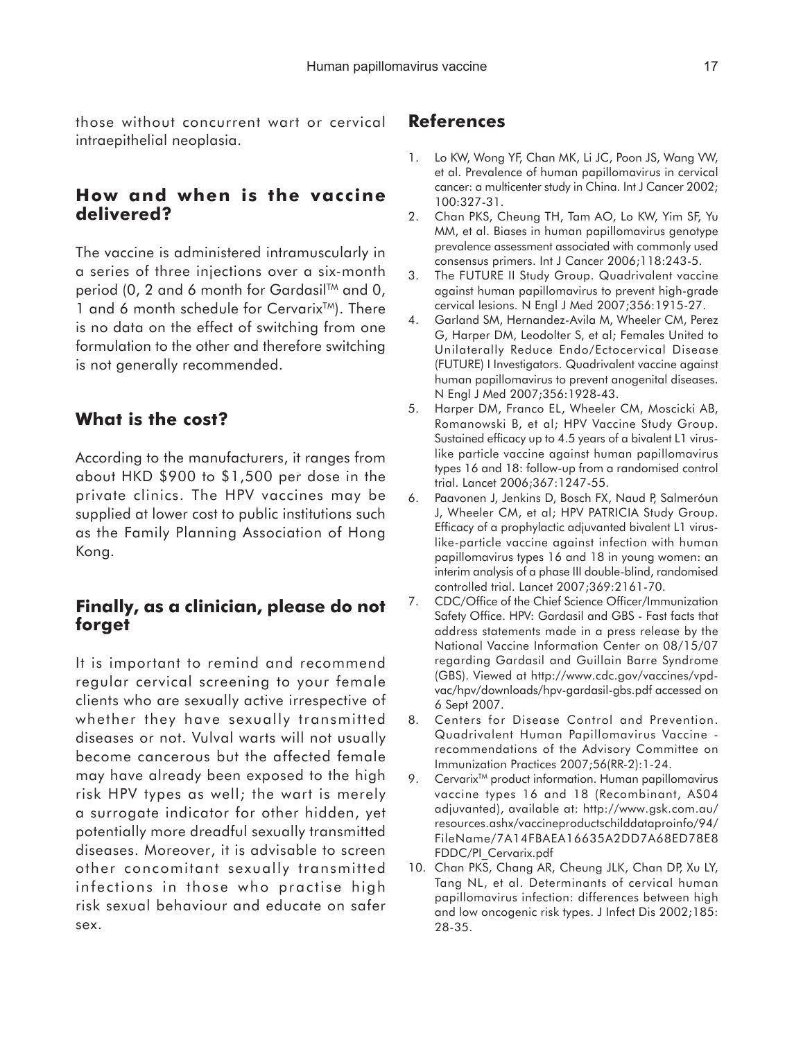those without concurrent wart or cervical intraepithelial neoplasia.

## How and when is the vaccine delivered?

The vaccine is administered intramuscularly in a series of three injections over a six-month period (0, 2 and 6 month for Gardasil™ and 0, 1 and 6 month schedule for Cervarix™). There is no data on the effect of switching from one formulation to the other and therefore switching is not generally recommended.

## What is the cost?

According to the manufacturers, it ranges from about HKD $900 to $1,500 per dose in the private clinics. The HPV vaccines may be supplied at lower cost to public institutions such as the Family Planning Association of Hong Kong.

## Finally, as a clinician, please do not forget

It is important to remind and recommend regular cervical screening to your female clients who are sexually active irrespective of whether they have sexually transmitted diseases or not. Vulval warts will not usually become cancerous but the affected female may have already been exposed to the high risk HPV types as well; the wart is merely a surrogate indicator for other hidden, yet potentially more dreadful sexually transmitted diseases. Moreover, it is advisable to screen other concomitant sexually transmitted infections in those who practise high risk sexual behaviour and educate on safer sex.

## References

1. Lo KW, Wong YF, Chan MK, Li JC, Poon JS, Wang VW, et al. Prevalence of human papillomavirus in cervical cancer: a multicenter study in China. Int J Cancer 2002; 100:327-31.
2. Chan PKS, Cheung TH, Tam AO, Lo KW, Yim SF, Yu MM, et al. Biases in human papillomavirus genotype prevalence assessment associated with commonly used consensus primers. Int J Cancer 2006;118:243-5.
3. The FUTURE II Study Group. Quadrivalent vaccine against human papillomavirus to prevent high-grade cervical lesions. N Engl J Med 2007;356:1915-27.
4. Garland SM, Hernandez-Avila M, Wheeler CM, Perez G, Harper DM, Leodolter S, et al; Females United to Unilaterally Reduce Endo/Ectocervical Disease (FUTURE) I Investigators. Quadrivalent vaccine against human papillomavirus to prevent anogenital diseases. N Engl J Med 2007;356:1928-43.
5. Harper DM, Franco EL, Wheeler CM, Moscicki AB, Romanowski B, et al; HPV Vaccine Study Group. Sustained efficacy up to 4.5 years of a bivalent L1 virus-like particle vaccine against human papillomavirus types 16 and 18: follow-up from a randomised control trial. Lancet 2006;367:1247-55.
6. Paavonen J, Jenkins D, Bosch FX, Naud P, Salmeróun J, Wheeler CM, et al; HPV PATRICIA Study Group. Efficacy of a prophylactic adjuvanted bivalent L1 virus-like-particle vaccine against infection with human papillomavirus types 16 and 18 in young women: an interim analysis of a phase III double-blind, randomised controlled trial. Lancet 2007;369:2161-70.
7. CDC/Office of the Chief Science Officer/Immunization Safety Office. HPV: Gardasil and GBS - Fast facts that address statements made in a press release by the National Vaccine Information Center on 08/15/07 regarding Gardasil and Guillain Barre Syndrome (GBS). Viewed at http://www.cdc.gov/vaccines/vpd-vac/hpv/downloads/hpv-gardasil-gbs.pdf accessed on 6 Sept 2007.
8. Centers for Disease Control and Prevention. Quadrivalent Human Papillomavirus Vaccine - recommendations of the Advisory Committee on Immunization Practices 2007;56(RR-2):1-24.
9. Cervarix™ product information. Human papillomavirus vaccine types 16 and 18 (Recombinant, AS04 adjuvanted), available at: http://www.gsk.com.au/resources.ashx/vaccineproductschilddataproinfo/94/FileName/7A14FBAEA16635A2DD7A68ED78E8FDDC/PI_Cervarix.pdf
10. Chan PKS, Chang AR, Cheung JLK, Chan DP, Xu LY, Tang NL, et al. Determinants of cervical human papillomavirus infection: differences between high and low oncogenic risk types. J Infect Dis 2002;185: 28-35.